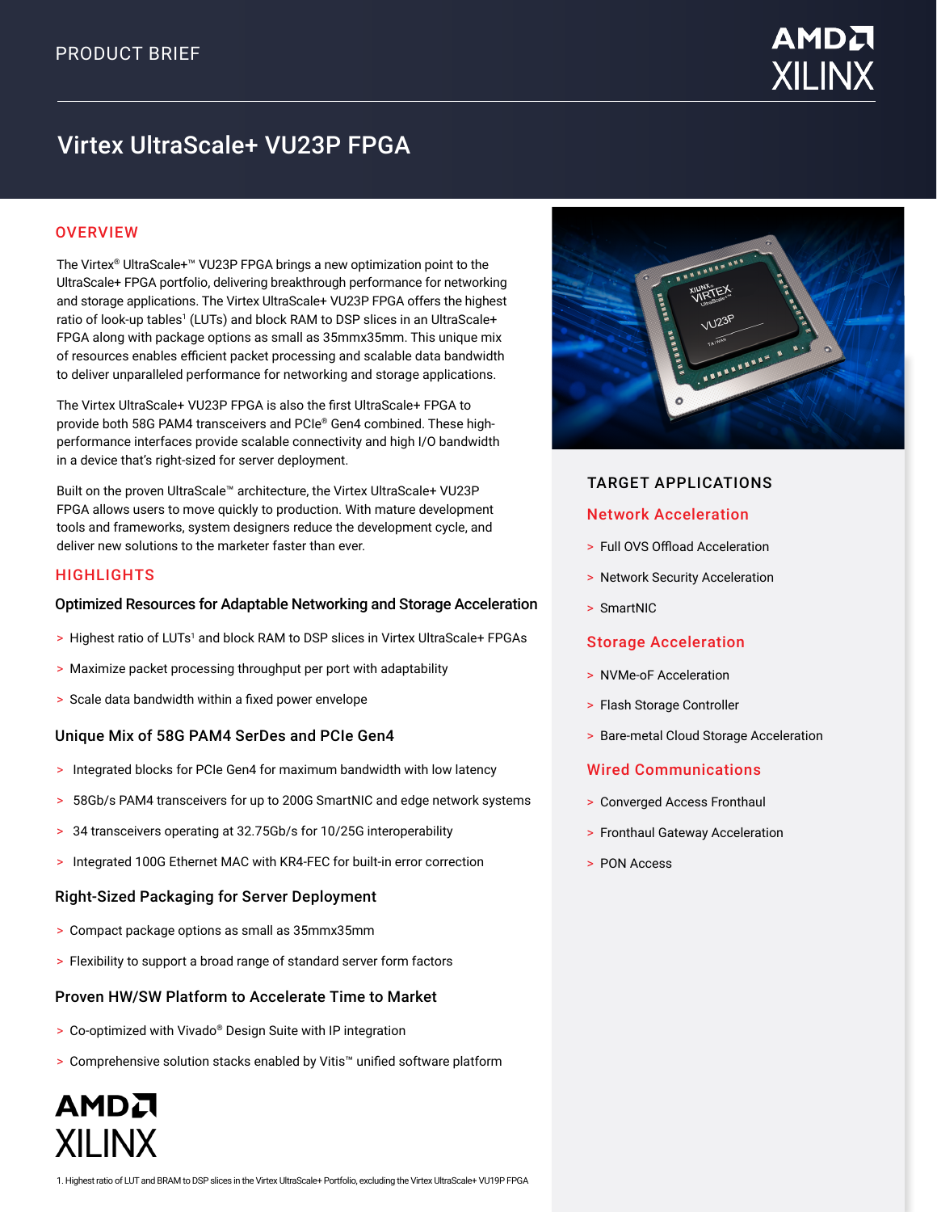PRODUCT BRIEF

# Virtex UltraScale+ VU23P FPGA

## OVERVIEW

The Virtex® UltraScale+™ VU23P FPGA brings a new optimization point to the UltraScale+ FPGA portfolio, delivering breakthrough performance for networking and storage applications. The Virtex UltraScale+ VU23P FPGA offers the highest ratio of look-up tables[1] (LUTs) and block RAM to DSP slices in an UltraScale+ FPGA along with package options as small as 35mmx35mm. This unique mix of resources enables efficient packet processing and scalable data bandwidth to deliver unparalleled performance for networking and storage applications.

The Virtex UltraScale+ VU23P FPGA is also the first UltraScale+ FPGA to provide both 58G PAM4 transceivers and PCIe® Gen4 combined. These high-performance interfaces provide scalable connectivity and high I/O bandwidth in a device that's right-sized for server deployment.

Built on the proven UltraScale™ architecture, the Virtex UltraScale+ VU23P FPGA allows users to move quickly to production. With mature development tools and frameworks, system designers reduce the development cycle, and deliver new solutions to the marketer faster than ever.

## HIGHLIGHTS

### Optimized Resources for Adaptable Networking and Storage Acceleration

- Highest ratio of LUTs[1] and block RAM to DSP slices in Virtex UltraScale+ FPGAs
- Maximize packet processing throughput per port with adaptability
- Scale data bandwidth within a fixed power envelope

### Unique Mix of 58G PAM4 SerDes and PCIe Gen4

- Integrated blocks for PCIe Gen4 for maximum bandwidth with low latency
- 58Gb/s PAM4 transceivers for up to 200G SmartNIC and edge network systems
- 34 transceivers operating at 32.75Gb/s for 10/25G interoperability
- Integrated 100G Ethernet MAC with KR4-FEC for built-in error correction

### Right-Sized Packaging for Server Deployment

- Compact package options as small as 35mmx35mm
- Flexibility to support a broad range of standard server form factors

### Proven HW/SW Platform to Accelerate Time to Market

- Co-optimized with Vivado® Design Suite with IP integration
- Comprehensive solution stacks enabled by Vitis™ unified software platform

## TARGET APPLICATIONS

### Network Acceleration

- Full OVS Offload Acceleration
- Network Security Acceleration
- SmartNIC

### Storage Acceleration

- NVMe-oF Acceleration
- Flash Storage Controller
- Bare-metal Cloud Storage Acceleration

### Wired Communications

- Converged Access Fronthaul
- Fronthaul Gateway Acceleration
- PON Access

1. Highest ratio of LUT and BRAM to DSP slices in the Virtex UltraScale+ Portfolio, excluding the Virtex UltraScale+ VU19P FPGA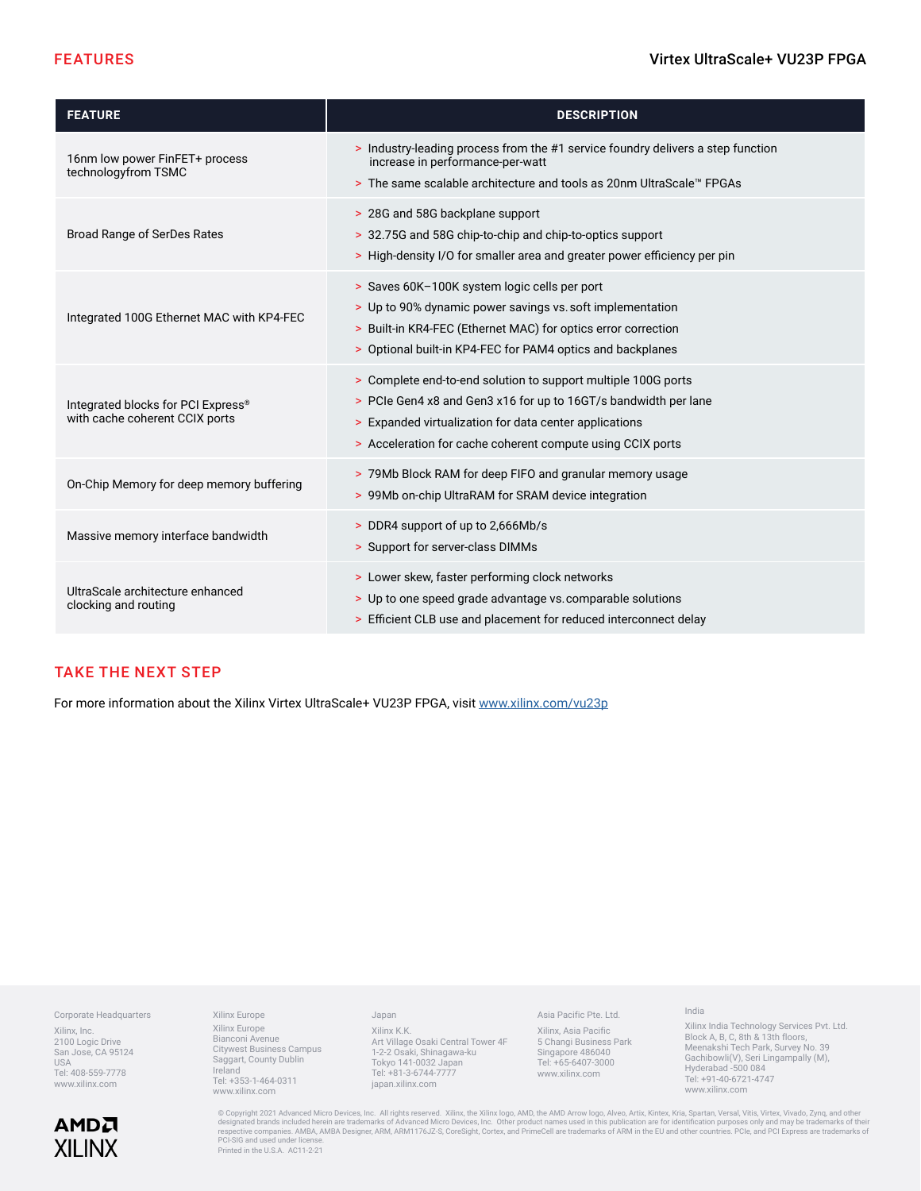## FEATURES

| FEATURE | DESCRIPTION |
|---|---|
| 16nm low power FinFET+ process technologyfrom TSMC | > Industry-leading process from the #1 service foundry delivers a step function increase in performance-per-watt<br>> The same scalable architecture and tools as 20nm UltraScale™ FPGAs |
| Broad Range of SerDes Rates | > 28G and 58G backplane support<br>> 32.75G and 58G chip-to-chip and chip-to-optics support<br>> High-density I/O for smaller area and greater power efficiency per pin |
| Integrated 100G Ethernet MAC with KP4-FEC | > Saves 60K–100K system logic cells per port<br>> Up to 90% dynamic power savings vs. soft implementation<br>> Built-in KR4-FEC (Ethernet MAC) for optics error correction<br>> Optional built-in KP4-FEC for PAM4 optics and backplanes |
| Integrated blocks for PCI Express® with cache coherent CCIX ports | > Complete end-to-end solution to support multiple 100G ports<br>> PCIe Gen4 x8 and Gen3 x16 for up to 16GT/s bandwidth per lane<br>> Expanded virtualization for data center applications<br>> Acceleration for cache coherent compute using CCIX ports |
| On-Chip Memory for deep memory buffering | > 79Mb Block RAM for deep FIFO and granular memory usage<br>> 99Mb on-chip UltraRAM for SRAM device integration |
| Massive memory interface bandwidth | > DDR4 support of up to 2,666Mb/s<br>> Support for server-class DIMMs |
| UltraScale architecture enhanced clocking and routing | > Lower skew, faster performing clock networks<br>> Up to one speed grade advantage vs. comparable solutions<br>> Efficient CLB use and placement for reduced interconnect delay |

## TAKE THE NEXT STEP

For more information about the Xilinx Virtex UltraScale+ VU23P FPGA, visit www.xilinx.com/vu23p

Corporate Headquarters
Xilinx, Inc.
2100 Logic Drive
San Jose, CA 95124
USA
Tel: 408-559-7778
www.xilinx.com

Xilinx Europe
Xilinx Europe
Bianconi Avenue
Citywest Business Campus
Saggart, County Dublin
Ireland
Tel: +353-1-464-0311
www.xilinx.com

Japan
Xilinx K.K.
Art Village Osaki Central Tower 4F
1-2-2 Osaki, Shinagawa-ku
Tokyo 141-0032 Japan
Tel: +81-3-6744-7777
japan.xilinx.com

Asia Pacific Pte. Ltd.
Xilinx, Asia Pacific
5 Changi Business Park
Singapore 486040
Tel: +65-6407-3000
www.xilinx.com

India
Xilinx India Technology Services Pvt. Ltd.
Block A, B, C, 8th & 13th floors,
Meenakshi Tech Park, Survey No. 39
Gachibowli(V), Seri Lingampally (M),
Hyderabad -500 084
Tel: +91-40-6721-4747
www.xilinx.com

© Copyright 2021 Advanced Micro Devices, Inc. All rights reserved. Xilinx, the Xilinx logo, AMD, the AMD Arrow logo, Alveo, Artix, Kintex, Kria, Spartan, Versal, Vitis, Virtex, Vivado, Zynq, and other designated brands included herein are trademarks of Advanced Micro Devices, Inc. Other product names used in this publication are for identification purposes only and may be trademarks of their respective companies. AMBA, AMBA Designer, ARM, ARM1176JZ-S, CoreSight, Cortex, and PrimeCell are trademarks of ARM in the EU and other countries. PCIe, and PCI Express are trademarks of PCI-SIG and used under license.
Printed in the U.S.A. AC11-2-21